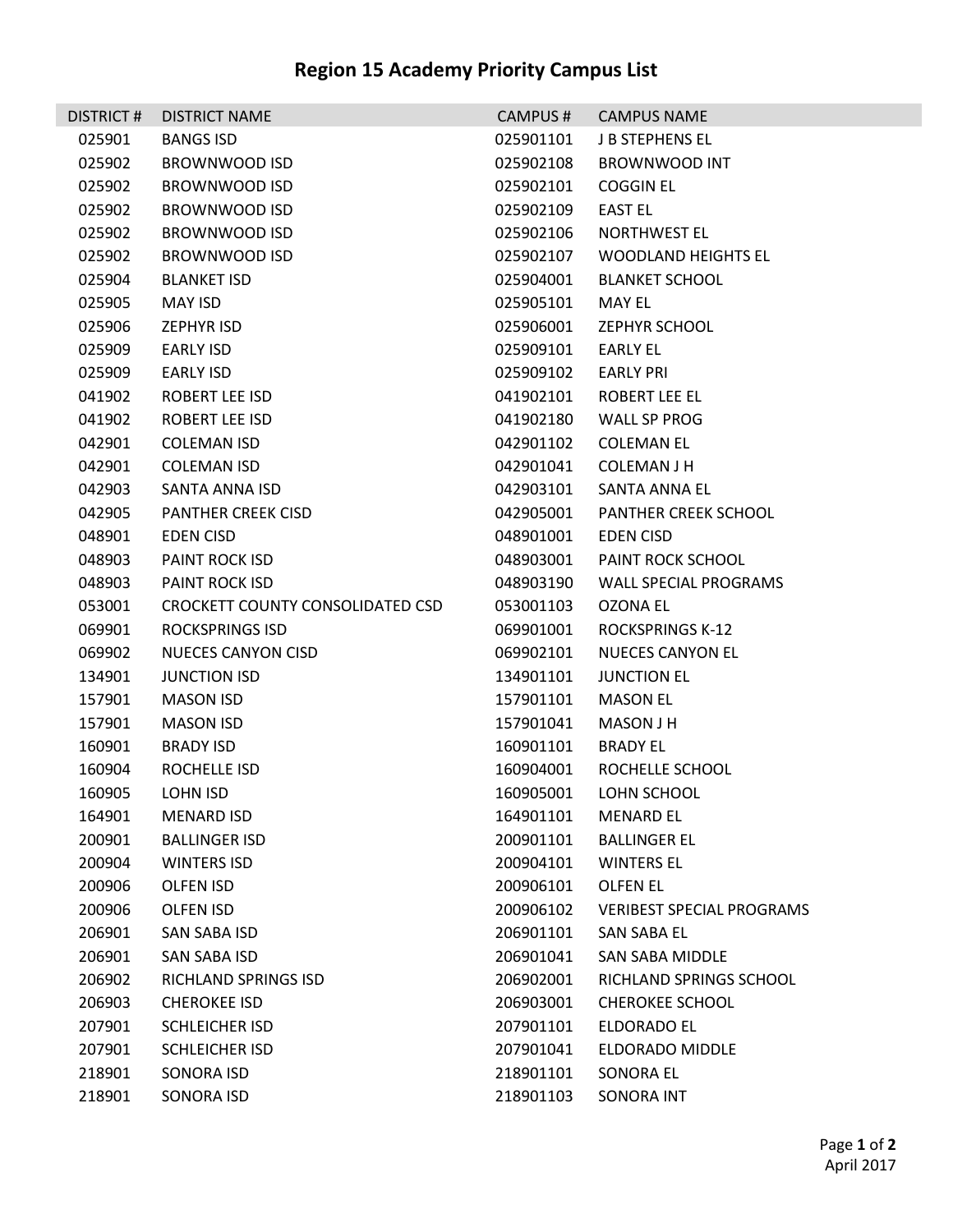# Region 15 Academy Priority Campus List

| DISTRICT # | DISTRICT NAME | CAMPUS # | CAMPUS NAME |
|---|---|---|---|
| 025901 | BANGS ISD | 025901101 | J B STEPHENS EL |
| 025902 | BROWNWOOD ISD | 025902108 | BROWNWOOD INT |
| 025902 | BROWNWOOD ISD | 025902101 | COGGIN EL |
| 025902 | BROWNWOOD ISD | 025902109 | EAST EL |
| 025902 | BROWNWOOD ISD | 025902106 | NORTHWEST EL |
| 025902 | BROWNWOOD ISD | 025902107 | WOODLAND HEIGHTS EL |
| 025904 | BLANKET ISD | 025904001 | BLANKET SCHOOL |
| 025905 | MAY ISD | 025905101 | MAY EL |
| 025906 | ZEPHYR ISD | 025906001 | ZEPHYR SCHOOL |
| 025909 | EARLY ISD | 025909101 | EARLY EL |
| 025909 | EARLY ISD | 025909102 | EARLY PRI |
| 041902 | ROBERT LEE ISD | 041902101 | ROBERT LEE EL |
| 041902 | ROBERT LEE ISD | 041902180 | WALL SP PROG |
| 042901 | COLEMAN ISD | 042901102 | COLEMAN EL |
| 042901 | COLEMAN ISD | 042901041 | COLEMAN J H |
| 042903 | SANTA ANNA ISD | 042903101 | SANTA ANNA EL |
| 042905 | PANTHER CREEK CISD | 042905001 | PANTHER CREEK SCHOOL |
| 048901 | EDEN CISD | 048901001 | EDEN CISD |
| 048903 | PAINT ROCK ISD | 048903001 | PAINT ROCK SCHOOL |
| 048903 | PAINT ROCK ISD | 048903190 | WALL SPECIAL PROGRAMS |
| 053001 | CROCKETT COUNTY CONSOLIDATED CSD | 053001103 | OZONA EL |
| 069901 | ROCKSPRINGS ISD | 069901001 | ROCKSPRINGS K-12 |
| 069902 | NUECES CANYON CISD | 069902101 | NUECES CANYON EL |
| 134901 | JUNCTION ISD | 134901101 | JUNCTION EL |
| 157901 | MASON ISD | 157901101 | MASON EL |
| 157901 | MASON ISD | 157901041 | MASON J H |
| 160901 | BRADY ISD | 160901101 | BRADY EL |
| 160904 | ROCHELLE ISD | 160904001 | ROCHELLE SCHOOL |
| 160905 | LOHN ISD | 160905001 | LOHN SCHOOL |
| 164901 | MENARD ISD | 164901101 | MENARD EL |
| 200901 | BALLINGER ISD | 200901101 | BALLINGER EL |
| 200904 | WINTERS ISD | 200904101 | WINTERS EL |
| 200906 | OLFEN ISD | 200906101 | OLFEN EL |
| 200906 | OLFEN ISD | 200906102 | VERIBEST SPECIAL PROGRAMS |
| 206901 | SAN SABA ISD | 206901101 | SAN SABA EL |
| 206901 | SAN SABA ISD | 206901041 | SAN SABA MIDDLE |
| 206902 | RICHLAND SPRINGS ISD | 206902001 | RICHLAND SPRINGS SCHOOL |
| 206903 | CHEROKEE ISD | 206903001 | CHEROKEE SCHOOL |
| 207901 | SCHLEICHER ISD | 207901101 | ELDORADO EL |
| 207901 | SCHLEICHER ISD | 207901041 | ELDORADO MIDDLE |
| 218901 | SONORA ISD | 218901101 | SONORA EL |
| 218901 | SONORA ISD | 218901103 | SONORA INT |

April 2017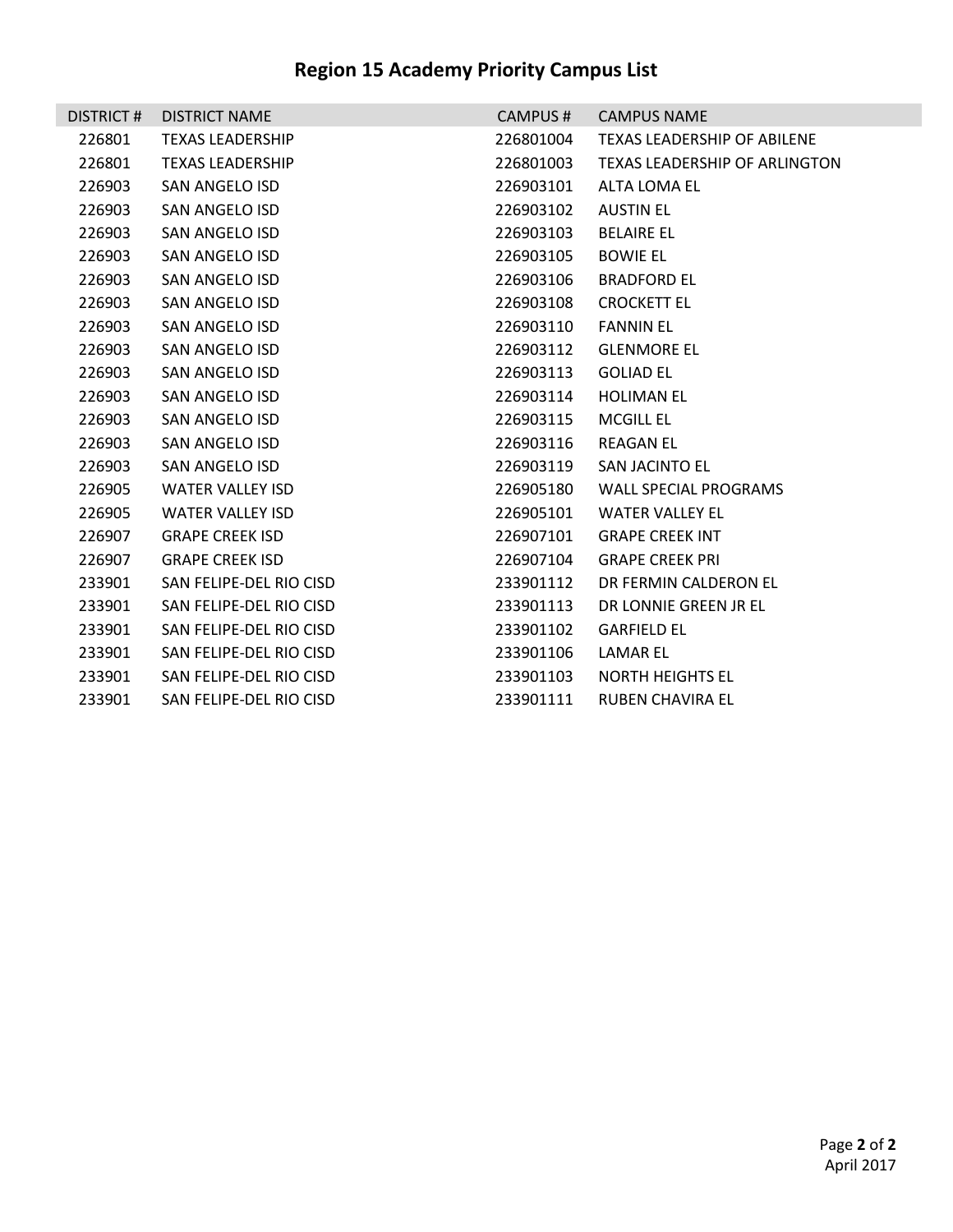# Region 15 Academy Priority Campus List

| DISTRICT # | DISTRICT NAME | CAMPUS # | CAMPUS NAME |
|---|---|---|---|
| 226801 | TEXAS LEADERSHIP | 226801004 | TEXAS LEADERSHIP OF ABILENE |
| 226801 | TEXAS LEADERSHIP | 226801003 | TEXAS LEADERSHIP OF ARLINGTON |
| 226903 | SAN ANGELO ISD | 226903101 | ALTA LOMA EL |
| 226903 | SAN ANGELO ISD | 226903102 | AUSTIN EL |
| 226903 | SAN ANGELO ISD | 226903103 | BELAIRE EL |
| 226903 | SAN ANGELO ISD | 226903105 | BOWIE EL |
| 226903 | SAN ANGELO ISD | 226903106 | BRADFORD EL |
| 226903 | SAN ANGELO ISD | 226903108 | CROCKETT EL |
| 226903 | SAN ANGELO ISD | 226903110 | FANNIN EL |
| 226903 | SAN ANGELO ISD | 226903112 | GLENMORE EL |
| 226903 | SAN ANGELO ISD | 226903113 | GOLIAD EL |
| 226903 | SAN ANGELO ISD | 226903114 | HOLIMAN EL |
| 226903 | SAN ANGELO ISD | 226903115 | MCGILL EL |
| 226903 | SAN ANGELO ISD | 226903116 | REAGAN EL |
| 226903 | SAN ANGELO ISD | 226903119 | SAN JACINTO EL |
| 226905 | WATER VALLEY ISD | 226905180 | WALL SPECIAL PROGRAMS |
| 226905 | WATER VALLEY ISD | 226905101 | WATER VALLEY EL |
| 226907 | GRAPE CREEK ISD | 226907101 | GRAPE CREEK INT |
| 226907 | GRAPE CREEK ISD | 226907104 | GRAPE CREEK PRI |
| 233901 | SAN FELIPE-DEL RIO CISD | 233901112 | DR FERMIN CALDERON EL |
| 233901 | SAN FELIPE-DEL RIO CISD | 233901113 | DR LONNIE GREEN JR EL |
| 233901 | SAN FELIPE-DEL RIO CISD | 233901102 | GARFIELD EL |
| 233901 | SAN FELIPE-DEL RIO CISD | 233901106 | LAMAR EL |
| 233901 | SAN FELIPE-DEL RIO CISD | 233901103 | NORTH HEIGHTS EL |
| 233901 | SAN FELIPE-DEL RIO CISD | 233901111 | RUBEN CHAVIRA EL |

April 2017